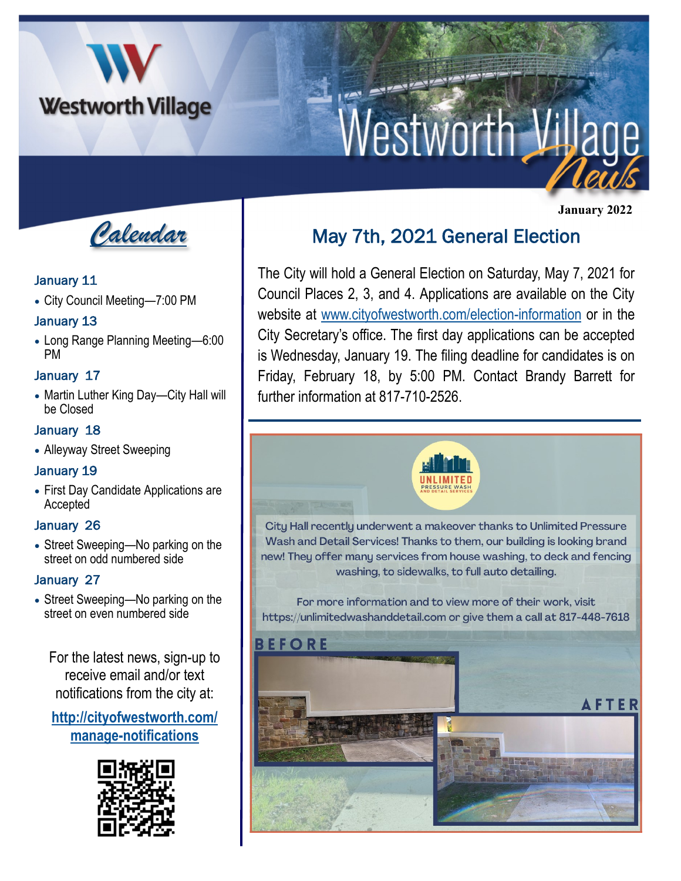# Westworth Village News

January 2022

## Calendar

### January 11

- City Council Meeting—7:00 PM

### January 13

- Long Range Planning Meeting—6:00 PM

### January 17

- Martin Luther King Day—City Hall will be Closed

### January 18

- Alleyway Street Sweeping

### January 19

- First Day Candidate Applications are Accepted

### January 26

- Street Sweeping—No parking on the street on odd numbered side

### January 27

- Street Sweeping—No parking on the street on even numbered side

For the latest news, sign-up to receive email and/or text notifications from the city at:

**http://cityofwestworth.com/manage-notifications**

## May 7th, 2021 General Election

The City will hold a General Election on Saturday, May 7, 2021 for Council Places 2, 3, and 4. Applications are available on the City website at www.cityofwestworth.com/election-information or in the City Secretary's office. The first day applications can be accepted is Wednesday, January 19. The filing deadline for candidates is on Friday, February 18, by 5:00 PM. Contact Brandy Barrett for further information at 817-710-2526.

UNLIMITED PRESSURE WASH AND DETAIL SERVICES

City Hall recently underwent a makeover thanks to Unlimited Pressure Wash and Detail Services! Thanks to them, our building is looking brand new! They offer many services from house washing, to deck and fencing washing, to sidewalks, to full auto detailing.

For more information and to view more of their work, visit https://unlimitedwashanddetail.com or give them a call at 817-448-7618

BEFORE

AFTER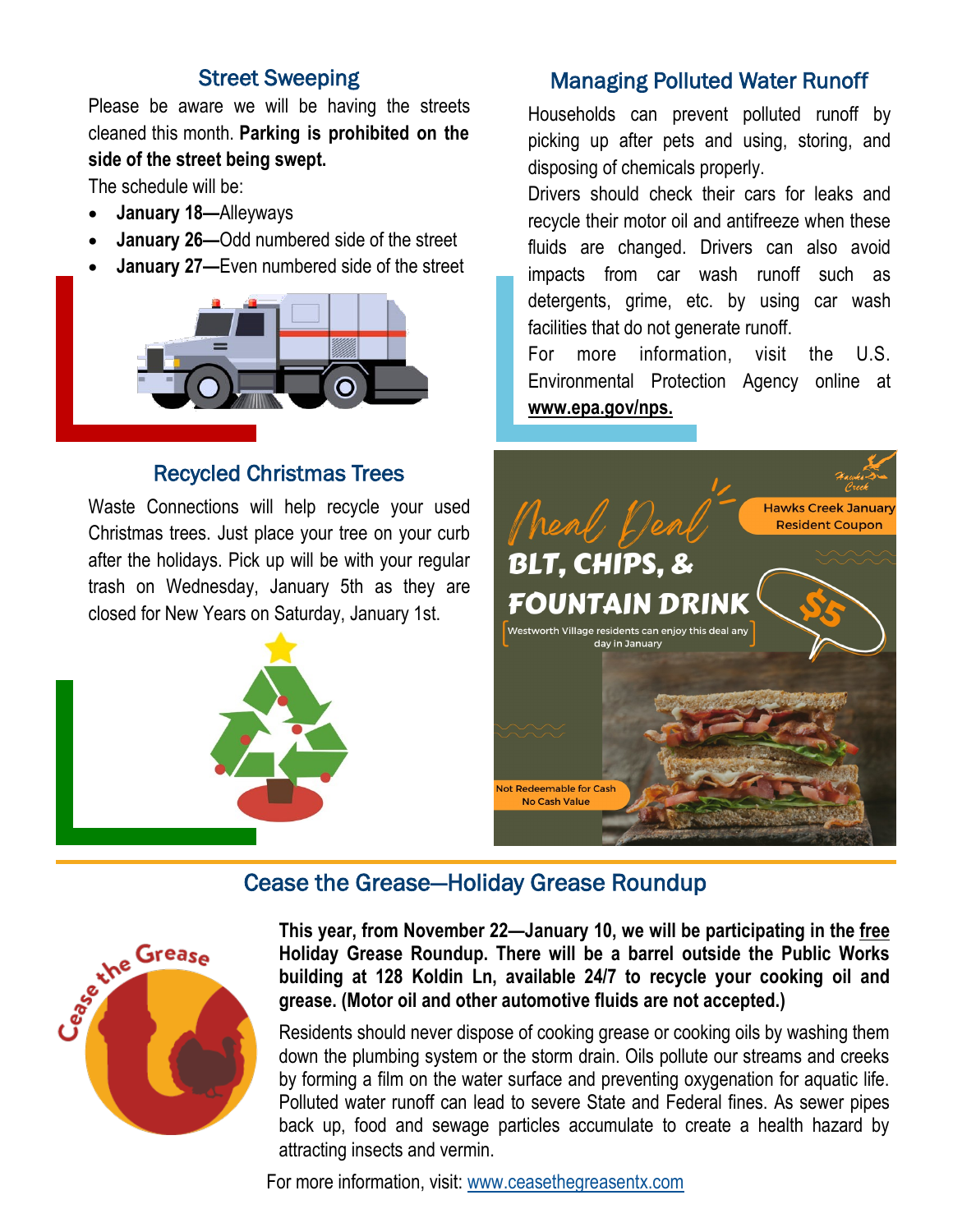## Street Sweeping

Please be aware we will be having the streets cleaned this month. **Parking is prohibited on the side of the street being swept.**

The schedule will be:

- **January 18—**Alleyways
- **January 26—**Odd numbered side of the street
- **January 27—**Even numbered side of the street

## Recycled Christmas Trees

Waste Connections will help recycle your used Christmas trees. Just place your tree on your curb after the holidays. Pick up will be with your regular trash on Wednesday, January 5th as they are closed for New Years on Saturday, January 1st.

## Managing Polluted Water Runoff

Households can prevent polluted runoff by picking up after pets and using, storing, and disposing of chemicals properly.

Drivers should check their cars for leaks and recycle their motor oil and antifreeze when these fluids are changed. Drivers can also avoid impacts from car wash runoff such as detergents, grime, etc. by using car wash facilities that do not generate runoff.

For more information, visit the U.S. Environmental Protection Agency online at **www.epa.gov/nps.**

Meal Deal

Hawks Creek January Resident Coupon

BLT, CHIPS, & FOUNTAIN DRINK

$5

Westworth Village residents can enjoy this deal any day in January

Not Redeemable for Cash
No Cash Value

## Cease the Grease—Holiday Grease Roundup

**This year, from November 22—January 10, we will be participating in the free Holiday Grease Roundup. There will be a barrel outside the Public Works building at 128 Koldin Ln, available 24/7 to recycle your cooking oil and grease. (Motor oil and other automotive fluids are not accepted.)**

Residents should never dispose of cooking grease or cooking oils by washing them down the plumbing system or the storm drain. Oils pollute our streams and creeks by forming a film on the water surface and preventing oxygenation for aquatic life. Polluted water runoff can lead to severe State and Federal fines. As sewer pipes back up, food and sewage particles accumulate to create a health hazard by attracting insects and vermin.

For more information, visit: www.ceasethegreasentx.com